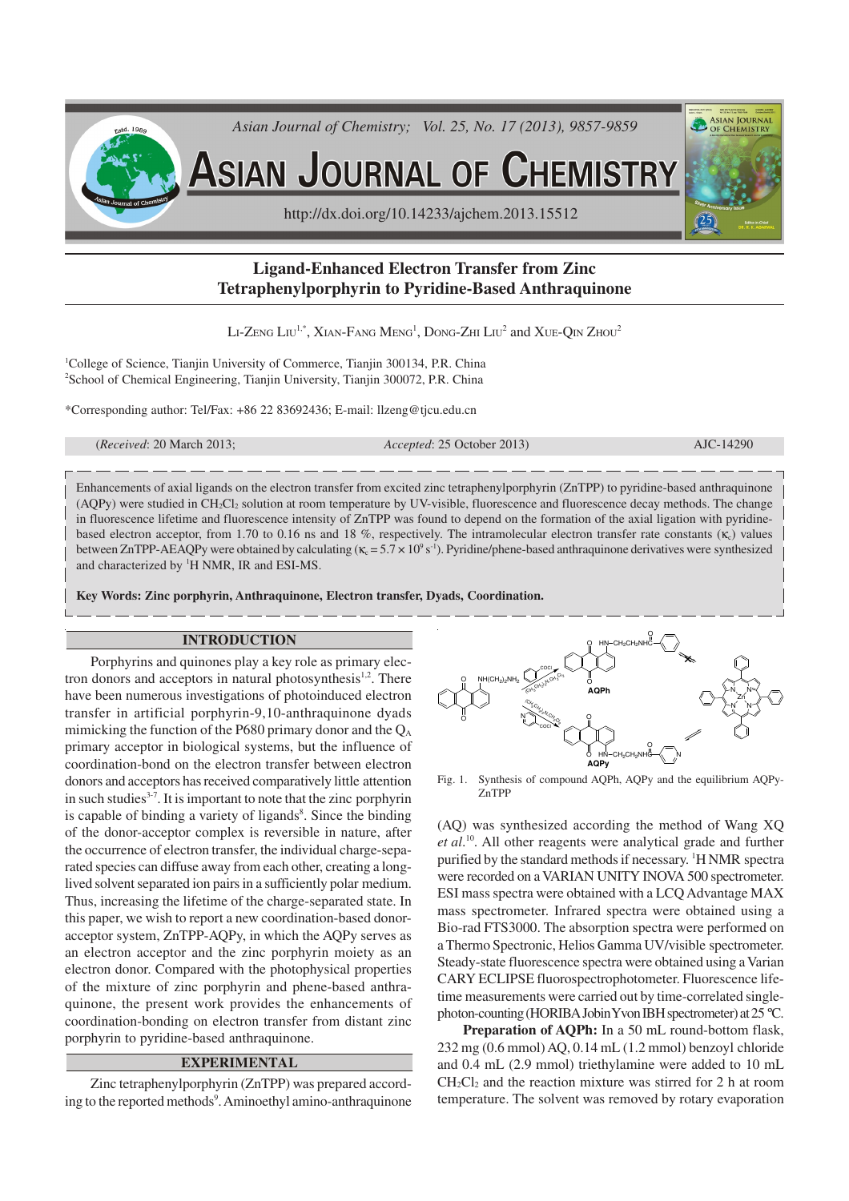# Ligand-Enhanced Electron Transfer from Zinc Tetraphenylporphyrin to Pyridine-Based Anthraquinone

LI-ZENG LIU[1,*], XIAN-FANG MENG[1], DONG-ZHI LIU[2] and XUE-QIN ZHOU[2]

[1]College of Science, Tianjin University of Commerce, Tianjin 300134, P.R. China
[2]School of Chemical Engineering, Tianjin University, Tianjin 300072, P.R. China

*Corresponding author: Tel/Fax: +86 22 83692436; E-mail: llzeng@tjcu.edu.cn

(*Received*: 20 March 2013; *Accepted*: 25 October 2013) AJC-14290

Enhancements of axial ligands on the electron transfer from excited zinc tetraphenylporphyrin (ZnTPP) to pyridine-based anthraquinone (AQPy) were studied in $CH_2Cl_2$ solution at room temperature by UV-visible, fluorescence and fluorescence decay methods. The change in fluorescence lifetime and fluorescence intensity of ZnTPP was found to depend on the formation of the axial ligation with pyridine-based electron acceptor, from 1.70 to 0.16 ns and 18 %, respectively. The intramolecular electron transfer rate constants ($\kappa_c$) values between ZnTPP-AEAQPy were obtained by calculating ($\kappa_c = 5.7 \times 10^9$ s$^{-1}$). Pyridine/phene-based anthraquinone derivatives were synthesized and characterized by $^1$H NMR, IR and ESI-MS.

**Key Words: Zinc porphyrin, Anthraquinone, Electron transfer, Dyads, Coordination.**

## INTRODUCTION

Porphyrins and quinones play a key role as primary electron donors and acceptors in natural photosynthesis[1,2]. There have been numerous investigations of photoinduced electron transfer in artificial porphyrin-9,10-anthraquinone dyads mimicking the function of the P680 primary donor and the $Q_A$ primary acceptor in biological systems, but the influence of coordination-bond on the electron transfer between electron donors and acceptors has received comparatively little attention in such studies[3-7]. It is important to note that the zinc porphyrin is capable of binding a variety of ligands[8]. Since the binding of the donor-acceptor complex is reversible in nature, after the occurrence of electron transfer, the individual charge-separated species can diffuse away from each other, creating a long-lived solvent separated ion pairs in a sufficiently polar medium. Thus, increasing the lifetime of the charge-separated state. In this paper, we wish to report a new coordination-based donor-acceptor system, ZnTPP-AQPy, in which the AQPy serves as an electron acceptor and the zinc porphyrin moiety as an electron donor. Compared with the photophysical properties of the mixture of zinc porphyrin and phene-based anthraquinone, the present work provides the enhancements of coordination-bonding on electron transfer from distant zinc porphyrin to pyridine-based anthraquinone.

## EXPERIMENTAL

Zinc tetraphenylporphyrin (ZnTPP) was prepared according to the reported methods[9]. Aminoethyl amino-anthraquinone (AQ) was synthesized according the method of Wang XQ *et al.*[10]. All other reagents were analytical grade and further purified by the standard methods if necessary. $^1$H NMR spectra were recorded on a VARIAN UNITY INOVA 500 spectrometer. ESI mass spectra were obtained with a LCQ Advantage MAX mass spectrometer. Infrared spectra were obtained using a Bio-rad FTS3000. The absorption spectra were performed on a Thermo Spectronic, Helios Gamma UV/visible spectrometer. Steady-state fluorescence spectra were obtained using a Varian CARY ECLIPSE fluorospectrophotometer. Fluorescence lifetime measurements were carried out by time-correlated single-photon-counting (HORIBA Jobin Yvon IBH spectrometer) at 25 ºC.

Fig. 1. Synthesis of compound AQPh, AQPy and the equilibrium AQPy-ZnTPP

**Preparation of AQPh:** In a 50 mL round-bottom flask, 232 mg (0.6 mmol) AQ, 0.14 mL (1.2 mmol) benzoyl chloride and 0.4 mL (2.9 mmol) triethylamine were added to 10 mL $CH_2Cl_2$ and the reaction mixture was stirred for 2 h at room temperature. The solvent was removed by rotary evaporation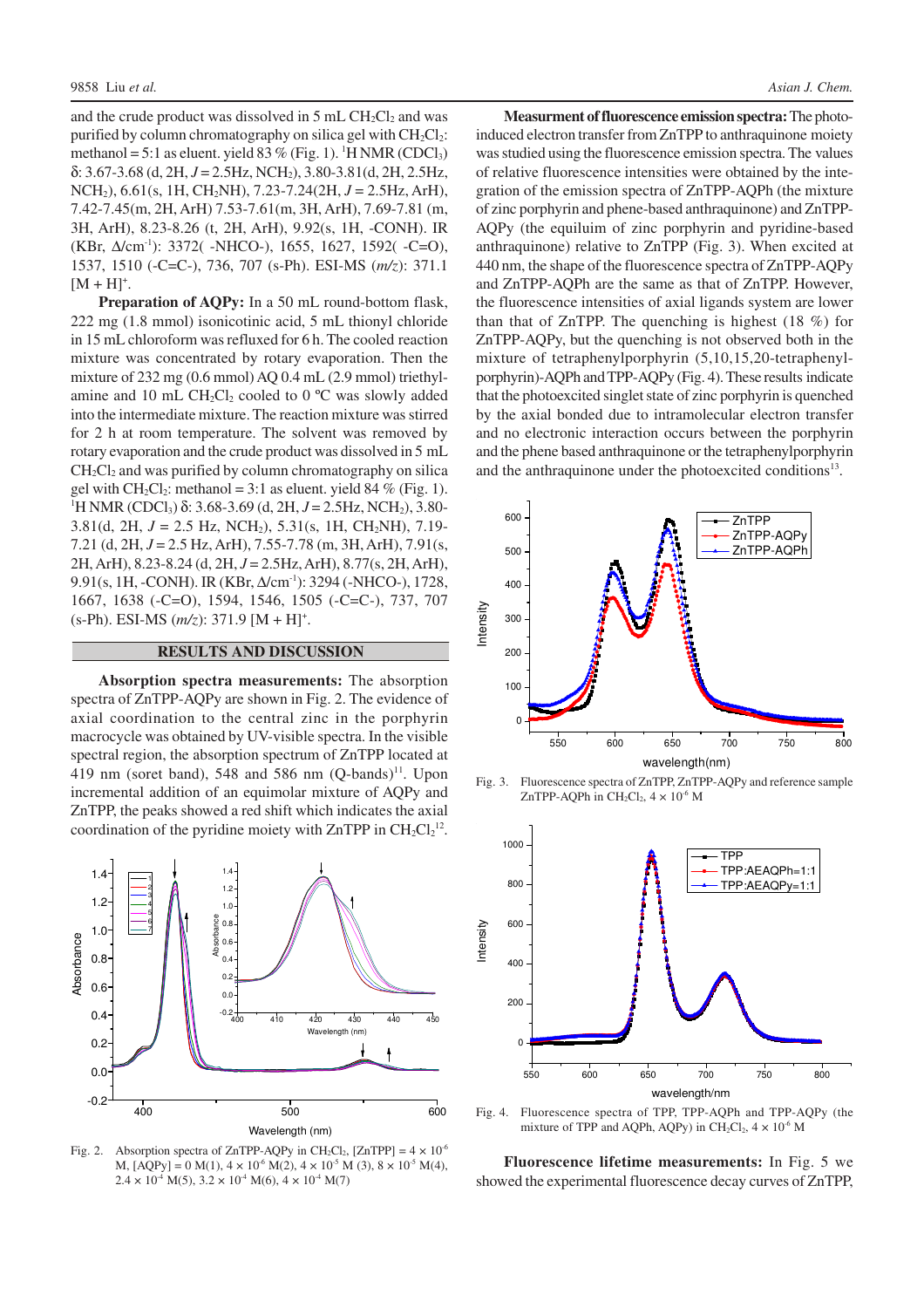and the crude product was dissolved in 5 mL $CH_2Cl_2$ and was purified by column chromatography on silica gel with $CH_2Cl_2$: methanol = 5:1 as eluent. yield 83 % (Fig. 1). $^1$H NMR ($CDCl_3$) δ: 3.67-3.68 (d, 2H, $J$ = 2.5Hz, $NCH_2$), 3.80-3.81(d, 2H, 2.5Hz, $NCH_2$), 6.61(s, 1H, $CH_2NH$), 7.23-7.24(2H, $J$ = 2.5Hz, ArH), 7.42-7.45(m, 2H, ArH) 7.53-7.61(m, 3H, ArH), 7.69-7.81 (m, 3H, ArH), 8.23-8.26 (t, 2H, ArH), 9.92(s, 1H, -CONH). IR (KBr, Δ/cm$^{-1}$): 3372( -NHCO-), 1655, 1627, 1592( -C=O), 1537, 1510 (-C=C-), 736, 707 (s-Ph). ESI-MS ($m/z$): 371.1 $[M + H]^+$.

**Preparation of AQPy:** In a 50 mL round-bottom flask, 222 mg (1.8 mmol) isonicotinic acid, 5 mL thionyl chloride in 15 mL chloroform was refluxed for 6 h. The cooled reaction mixture was concentrated by rotary evaporation. Then the mixture of 232 mg (0.6 mmol) AQ 0.4 mL (2.9 mmol) triethylamine and 10 mL $CH_2Cl_2$ cooled to 0 ºC was slowly added into the intermediate mixture. The reaction mixture was stirred for 2 h at room temperature. The solvent was removed by rotary evaporation and the crude product was dissolved in 5 mL $CH_2Cl_2$ and was purified by column chromatography on silica gel with $CH_2Cl_2$: methanol = 3:1 as eluent. yield 84 % (Fig. 1). $^1$H NMR ($CDCl_3$) δ: 3.68-3.69 (d, 2H, $J$ = 2.5Hz, $NCH_2$), 3.80-3.81(d, 2H, $J$ = 2.5 Hz, $NCH_2$), 5.31(s, 1H, $CH_2NH$), 7.19-7.21 (d, 2H, $J$ = 2.5 Hz, ArH), 7.55-7.78 (m, 3H, ArH), 7.91(s, 2H, ArH), 8.23-8.24 (d, 2H, $J$ = 2.5Hz, ArH), 8.77(s, 2H, ArH), 9.91(s, 1H, -CONH). IR (KBr, Δ/cm$^{-1}$): 3294 (-NHCO-), 1728, 1667, 1638 (-C=O), 1594, 1546, 1505 (-C=C-), 737, 707 (s-Ph). ESI-MS ($m/z$): 371.9 $[M + H]^+$.

## RESULTS AND DISCUSSION

**Absorption spectra measurements:** The absorption spectra of ZnTPP-AQPy are shown in Fig. 2. The evidence of axial coordination to the central zinc in the porphyrin macrocycle was obtained by UV-visible spectra. In the visible spectral region, the absorption spectrum of ZnTPP located at 419 nm (soret band), 548 and 586 nm (Q-bands)[11]. Upon incremental addition of an equimolar mixture of AQPy and ZnTPP, the peaks showed a red shift which indicates the axial coordination of the pyridine moiety with ZnTPP in $CH_2Cl_2$[12].

Fig. 2. Absorption spectra of ZnTPP-AQPy in $CH_2Cl_2$, [ZnTPP] = $4 \times 10^{-6}$ M, [AQPy] = 0 M(1), $4 \times 10^{-6}$ M(2), $4 \times 10^{-5}$ M (3), $8 \times 10^{-5}$ M(4), $2.4 \times 10^{-4}$ M(5), $3.2 \times 10^{-4}$ M(6), $4 \times 10^{-4}$ M(7)

**Measurment of fluorescence emission spectra:** The photoinduced electron transfer from ZnTPP to anthraquinone moiety was studied using the fluorescence emission spectra. The values of relative fluorescence intensities were obtained by the integration of the emission spectra of ZnTPP-AQPh (the mixture of zinc porphyrin and phene-based anthraquinone) and ZnTPP-AQPy (the equiluim of zinc porphyrin and pyridine-based anthraquinone) relative to ZnTPP (Fig. 3). When excited at 440 nm, the shape of the fluorescence spectra of ZnTPP-AQPy and ZnTPP-AQPh are the same as that of ZnTPP. However, the fluorescence intensities of axial ligands system are lower than that of ZnTPP. The quenching is highest (18 %) for ZnTPP-AQPy, but the quenching is not observed both in the mixture of tetraphenylporphyrin (5,10,15,20-tetraphenylporphyrin)-AQPh and TPP-AQPy (Fig. 4). These results indicate that the photoexcited singlet state of zinc porphyrin is quenched by the axial bonded due to intramolecular electron transfer and no electronic interaction occurs between the porphyrin and the phene based anthraquinone or the tetraphenylporphyrin and the anthraquinone under the photoexcited conditions[13].

Fig. 3. Fluorescence spectra of ZnTPP, ZnTPP-AQPy and reference sample ZnTPP-AQPh in $CH_2Cl_2$, $4 \times 10^{-6}$ M

Fig. 4. Fluorescence spectra of TPP, TPP-AQPh and TPP-AQPy (the mixture of TPP and AQPh, AQPy) in $CH_2Cl_2$, $4 \times 10^{-6}$ M

**Fluorescence lifetime measurements:** In Fig. 5 we showed the experimental fluorescence decay curves of ZnTPP,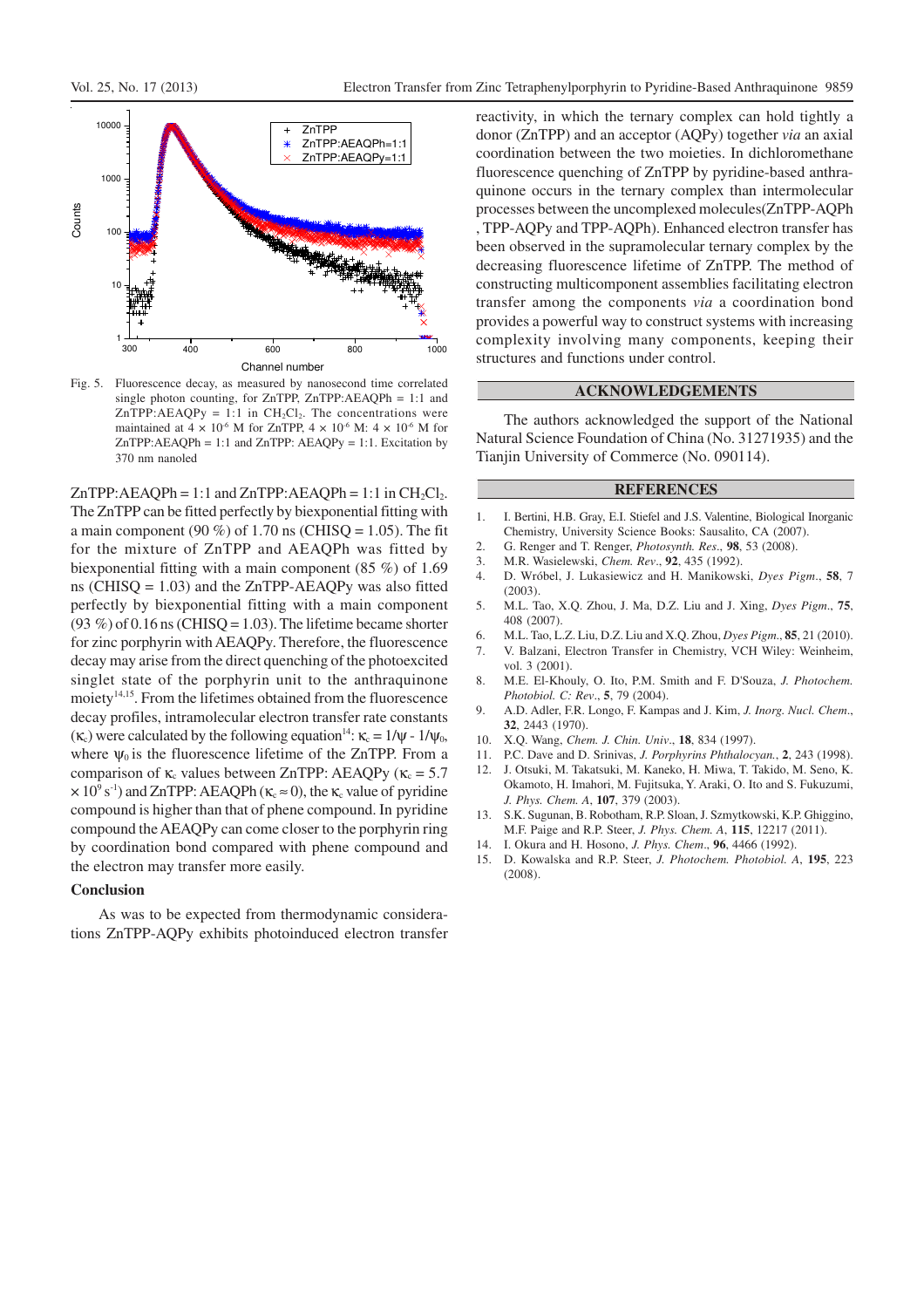10000

1000

100

10

1

300 400 600 800 1000

Channel number

Counts

+ ZnTPP
* ZnTPP:AEAQPh=1:1
× ZnTPP:AEAQPy=1:1

Fig. 5. Fluorescence decay, as measured by nanosecond time correlated single photon counting, for ZnTPP, ZnTPP:AEAQPh = 1:1 and ZnTPP:AEAQPy = 1:1 in $CH_2Cl_2$. The concentrations were maintained at $4 \times 10^{-6}$ M for ZnTPP, $4 \times 10^{-6}$ M: $4 \times 10^{-6}$ M for ZnTPP:AEAQPh = 1:1 and ZnTPP: AEAQPy = 1:1. Excitation by 370 nm nanoled

ZnTPP:AEAQPh = 1:1 and ZnTPP:AEAQPh = 1:1 in $CH_2Cl_2$. The ZnTPP can be fitted perfectly by biexponential fitting with a main component (90 %) of 1.70 ns (CHISQ = 1.05). The fit for the mixture of ZnTPP and AEAQPh was fitted by biexponential fitting with a main component (85 %) of 1.69 ns (CHISQ = 1.03) and the ZnTPP-AEAQPy was also fitted perfectly by biexponential fitting with a main component (93 %) of 0.16 ns (CHISQ = 1.03). The lifetime became shorter for zinc porphyrin with AEAQPy. Therefore, the fluorescence decay may arise from the direct quenching of the photoexcited singlet state of the porphyrin unit to the anthraquinone moiety[14,15]. From the lifetimes obtained from the fluorescence decay profiles, intramolecular electron transfer rate constants ($\kappa_c$) were calculated by the following equation[14]: $\kappa_c = 1/\psi - 1/\psi_0$, where $\psi_0$ is the fluorescence lifetime of the ZnTPP. From a comparison of $\kappa_c$ values between ZnTPP: AEAQPy ($\kappa_c = 5.7 \times 10^9$ $s^{-1}$) and ZnTPP: AEAQPh ($\kappa_c \approx 0$), the $\kappa_c$ value of pyridine compound is higher than that of phene compound. In pyridine compound the AEAQPy can come closer to the porphyrin ring by coordination bond compared with phene compound and the electron may transfer more easily.

### Conclusion

As was to be expected from thermodynamic considerations ZnTPP-AQPy exhibits photoinduced electron transfer reactivity, in which the ternary complex can hold tightly a donor (ZnTPP) and an acceptor (AQPy) together *via* an axial coordination between the two moieties. In dichloromethane fluorescence quenching of ZnTPP by pyridine-based anthraquinone occurs in the ternary complex than intermolecular processes between the uncomplexed molecules(ZnTPP-AQPh , TPP-AQPy and TPP-AQPh). Enhanced electron transfer has been observed in the supramolecular ternary complex by the decreasing fluorescence lifetime of ZnTPP. The method of constructing multicomponent assemblies facilitating electron transfer among the components *via* a coordination bond provides a powerful way to construct systems with increasing complexity involving many components, keeping their structures and functions under control.

## ACKNOWLEDGEMENTS

The authors acknowledged the support of the National Natural Science Foundation of China (No. 31271935) and the Tianjin University of Commerce (No. 090114).

## REFERENCES

1. I. Bertini, H.B. Gray, E.I. Stiefel and J.S. Valentine, Biological Inorganic Chemistry, University Science Books: Sausalito, CA (2007).
2. G. Renger and T. Renger, *Photosynth. Res*., **98**, 53 (2008).
3. M.R. Wasielewski, *Chem. Rev*., **92**, 435 (1992).
4. D. Wróbel, J. Lukasiewicz and H. Manikowski, *Dyes Pigm*., **58**, 7 (2003).
5. M.L. Tao, X.Q. Zhou, J. Ma, D.Z. Liu and J. Xing, *Dyes Pigm*., **75**, 408 (2007).
6. M.L. Tao, L.Z. Liu, D.Z. Liu and X.Q. Zhou, *Dyes Pigm*., **85**, 21 (2010).
7. V. Balzani, Electron Transfer in Chemistry, VCH Wiley: Weinheim, vol. 3 (2001).
8. M.E. El-Khouly, O. Ito, P.M. Smith and F. D'Souza, *J. Photochem. Photobiol. C: Rev*., **5**, 79 (2004).
9. A.D. Adler, F.R. Longo, F. Kampas and J. Kim, *J. Inorg. Nucl. Chem*., **32**, 2443 (1970).
10. X.Q. Wang, *Chem. J. Chin. Univ*., **18**, 834 (1997).
11. P.C. Dave and D. Srinivas, *J. Porphyrins Phthalocyan.*, **2**, 243 (1998).
12. J. Otsuki, M. Takatsuki, M. Kaneko, H. Miwa, T. Takido, M. Seno, K. Okamoto, H. Imahori, M. Fujitsuka, Y. Araki, O. Ito and S. Fukuzumi, *J. Phys. Chem. A*, **107**, 379 (2003).
13. S.K. Sugunan, B. Robotham, R.P. Sloan, J. Szmytkowski, K.P. Ghiggino, M.F. Paige and R.P. Steer, *J. Phys. Chem. A*, **115**, 12217 (2011).
14. I. Okura and H. Hosono, *J. Phys. Chem*., **96**, 4466 (1992).
15. D. Kowalska and R.P. Steer, *J. Photochem. Photobiol. A*, **195**, 223 (2008).